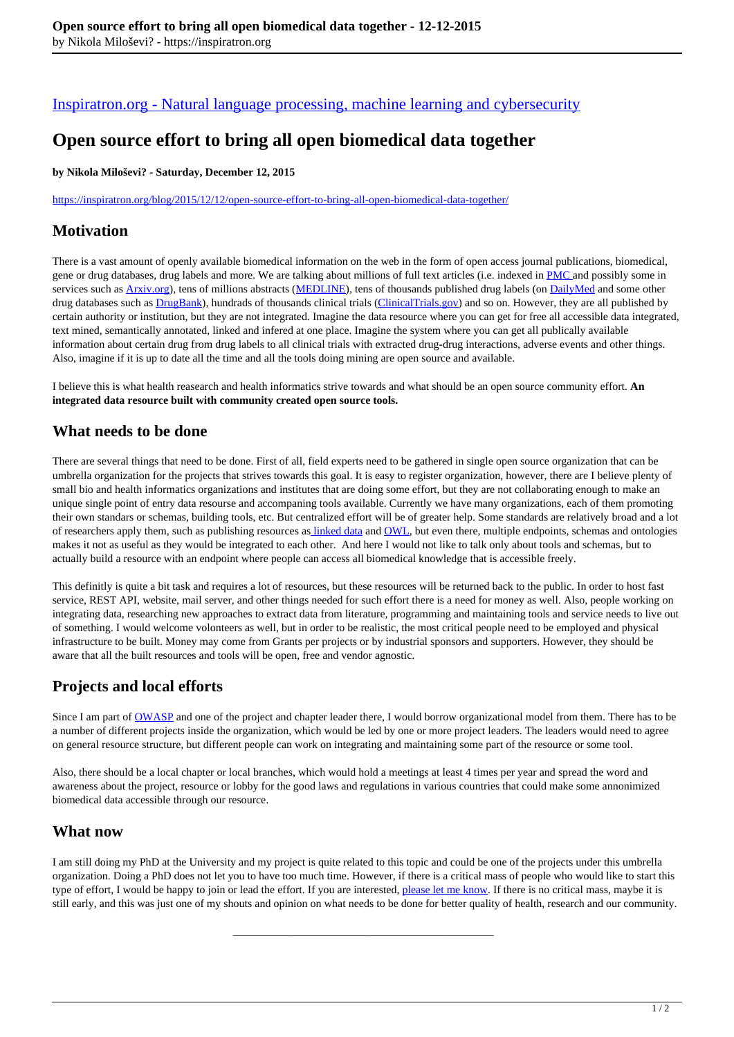[Inspiratron.org - Natural language processing, machine learning and cybersecurity](https://inspiratron.org)

# Open source effort to bring all open biomedical data together

**by Nikola Miloševi? - Saturday, December 12, 2015**

https://inspiratron.org/blog/2015/12/12/open-source-effort-to-bring-all-open-biomedical-data-together/

## Motivation

There is a vast amount of openly available biomedical information on the web in the form of open access journal publications, biomedical, gene or drug databases, drug labels and more. We are talking about millions of full text articles (i.e. indexed in PMC and possibly some in services such as Arxiv.org), tens of millions abstracts (MEDLINE), tens of thousands published drug labels (on DailyMed and some other drug databases such as DrugBank), hundreds of thousands clinical trials (ClinicalTrials.gov) and so on. However, they are all published by certain authority or institution, but they are not integrated. Imagine the data resource where you can get for free all accessible data integrated, text mined, semantically annotated, linked and infered at one place. Imagine the system where you can get all publically available information about certain drug from drug labels to all clinical trials with extracted drug-drug interactions, adverse events and other things. Also, imagine if it is up to date all the time and all the tools doing mining are open source and available.

I believe this is what health reasearch and health informatics strive towards and what should be an open source community effort. **An integrated data resource built with community created open source tools.**

## What needs to be done

There are several things that need to be done. First of all, field experts need to be gathered in single open source organization that can be umbrella organization for the projects that strives towards this goal. It is easy to register organization, however, there are I believe plenty of small bio and health informatics organizations and institutes that are doing some effort, but they are not collaborating enough to make an unique single point of entry data resourse and accompaning tools available. Currently we have many organizations, each of them promoting their own standars or schemas, building tools, etc. But centralized effort will be of greater help. Some standards are relatively broad and a lot of researchers apply them, such as publishing resources as linked data and OWL, but even there, multiple endpoints, schemas and ontologies makes it not as useful as they would be integrated to each other. And here I would not like to talk only about tools and schemas, but to actually build a resource with an endpoint where people can access all biomedical knowledge that is accessible freely.

This definitly is quite a bit task and requires a lot of resources, but these resources will be returned back to the public. In order to host fast service, REST API, website, mail server, and other things needed for such effort there is a need for money as well. Also, people working on integrating data, researching new approaches to extract data from literature, programming and maintaining tools and service needs to live out of something. I would welcome volonteers as well, but in order to be realistic, the most critical people need to be employed and physical infrastructure to be built. Money may come from Grants per projects or by industrial sponsors and supporters. However, they should be aware that all the built resources and tools will be open, free and vendor agnostic.

## Projects and local efforts

Since I am part of OWASP and one of the project and chapter leader there, I would borrow organizational model from them. There has to be a number of different projects inside the organization, which would be led by one or more project leaders. The leaders would need to agree on general resource structure, but different people can work on integrating and maintaining some part of the resource or some tool.

Also, there should be a local chapter or local branches, which would hold a meetings at least 4 times per year and spread the word and awareness about the project, resource or lobby for the good laws and regulations in various countries that could make some annonimized biomedical data accessible through our resource.

## What now

I am still doing my PhD at the University and my project is quite related to this topic and could be one of the projects under this umbrella organization. Doing a PhD does not let you to have too much time. However, if there is a critical mass of people who would like to start this type of effort, I would be happy to join or lead the effort. If you are interested, please let me know. If there is no critical mass, maybe it is still early, and this was just one of my shouts and opinion on what needs to be done for better quality of health, research and our community.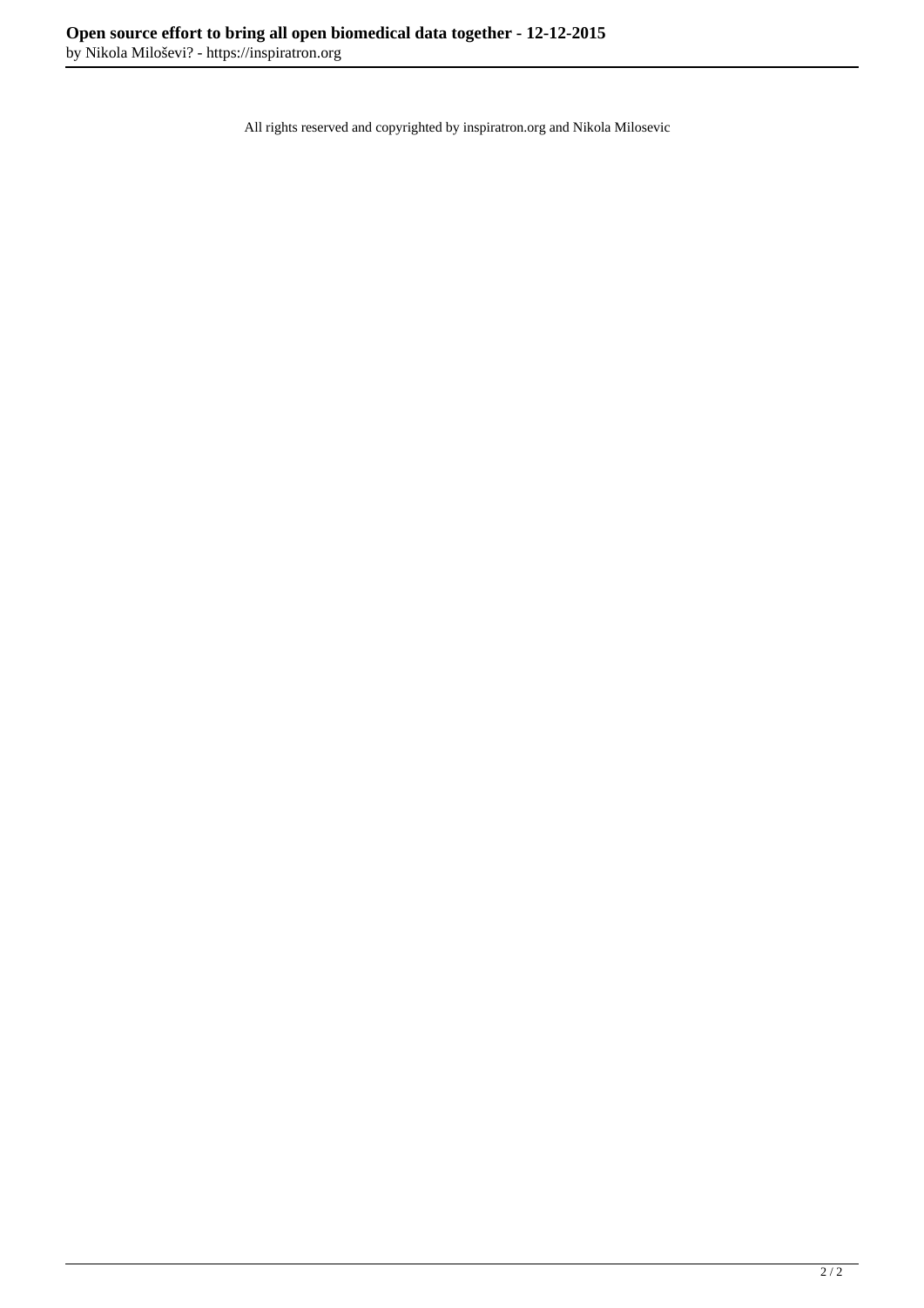All rights reserved and copyrighted by inspiratron.org and Nikola Milosevic